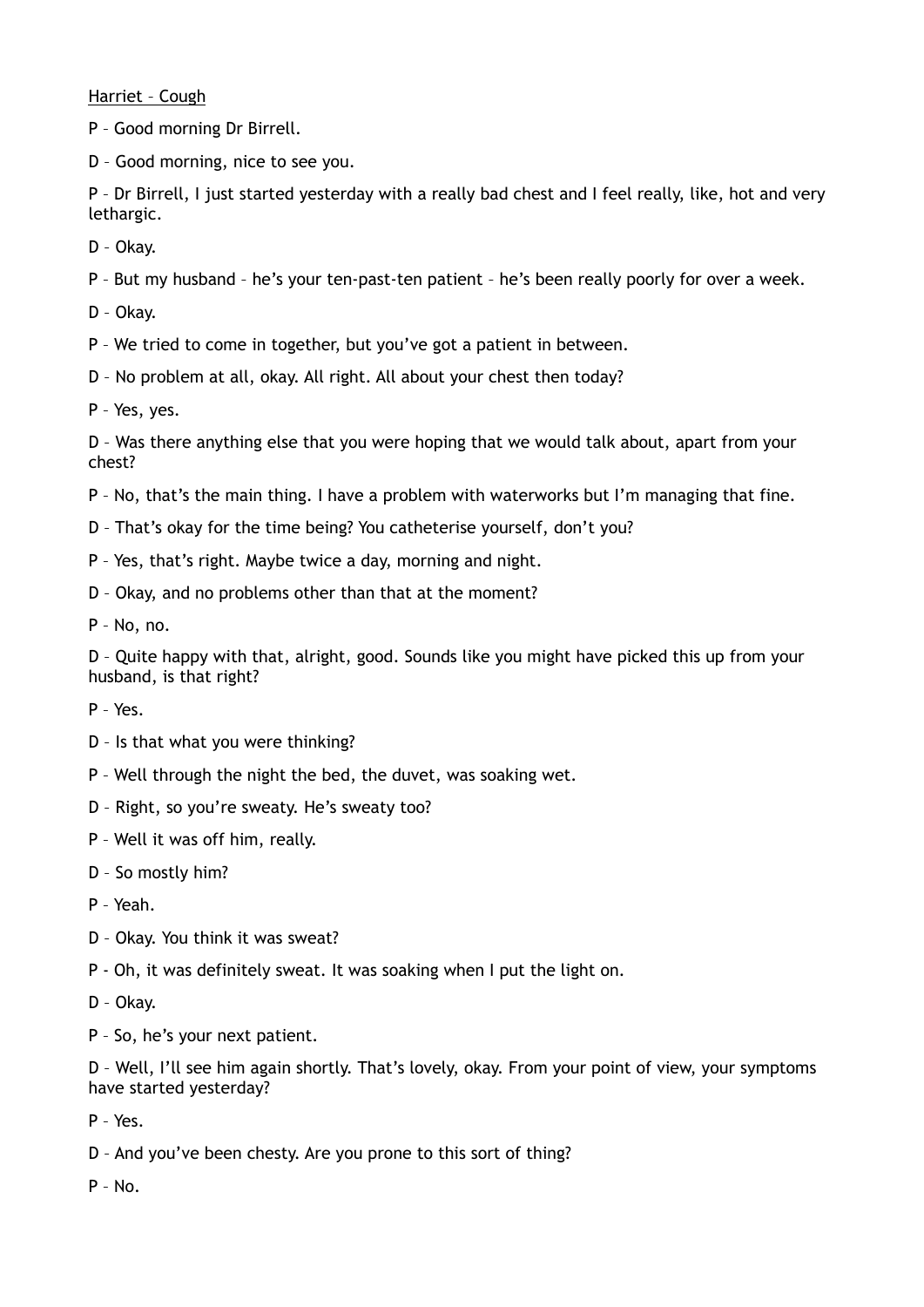Harriet – Cough

P – Good morning Dr Birrell.

D – Good morning, nice to see you.

P – Dr Birrell, I just started yesterday with a really bad chest and I feel really, like, hot and very lethargic.

D – Okay.

P – But my husband – he's your ten-past-ten patient – he's been really poorly for over a week.

D – Okay.

P – We tried to come in together, but you've got a patient in between.

D – No problem at all, okay. All right. All about your chest then today?

P – Yes, yes.

D – Was there anything else that you were hoping that we would talk about, apart from your chest?

P – No, that's the main thing. I have a problem with waterworks but I'm managing that fine.

D – That's okay for the time being? You catheterise yourself, don't you?

P – Yes, that's right. Maybe twice a day, morning and night.

D – Okay, and no problems other than that at the moment?

P – No, no.

D – Quite happy with that, alright, good. Sounds like you might have picked this up from your husband, is that right?

P – Yes.

D – Is that what you were thinking?

P – Well through the night the bed, the duvet, was soaking wet.

D – Right, so you're sweaty. He's sweaty too?

P – Well it was off him, really.

D – So mostly him?

P – Yeah.

D – Okay. You think it was sweat?

P - Oh, it was definitely sweat. It was soaking when I put the light on.

D – Okay.

P – So, he's your next patient.

D – Well, I'll see him again shortly. That's lovely, okay. From your point of view, your symptoms have started yesterday?

P – Yes.

D – And you've been chesty. Are you prone to this sort of thing?

P – No.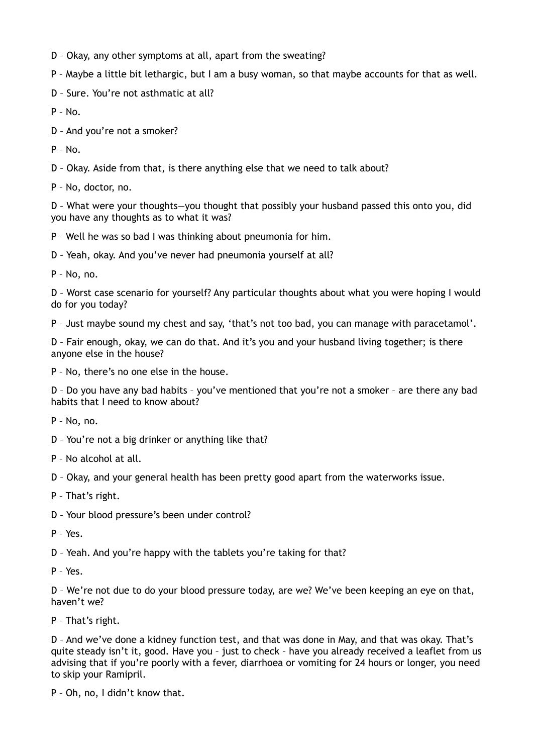D – Okay, any other symptoms at all, apart from the sweating?

P – Maybe a little bit lethargic, but I am a busy woman, so that maybe accounts for that as well.

D – Sure. You're not asthmatic at all?

P – No.

D – And you're not a smoker?

P – No.

D – Okay. Aside from that, is there anything else that we need to talk about?

P – No, doctor, no.

D – What were your thoughts—you thought that possibly your husband passed this onto you, did you have any thoughts as to what it was?

P – Well he was so bad I was thinking about pneumonia for him.

D – Yeah, okay. And you've never had pneumonia yourself at all?

P – No, no.

D – Worst case scenario for yourself? Any particular thoughts about what you were hoping I would do for you today?

P – Just maybe sound my chest and say, 'that's not too bad, you can manage with paracetamol'.

D – Fair enough, okay, we can do that. And it's you and your husband living together; is there anyone else in the house?

P – No, there's no one else in the house.

D – Do you have any bad habits – you've mentioned that you're not a smoker – are there any bad habits that I need to know about?

P – No, no.

D – You're not a big drinker or anything like that?

P – No alcohol at all.

D – Okay, and your general health has been pretty good apart from the waterworks issue.

P – That's right.

D – Your blood pressure's been under control?

P – Yes.

D – Yeah. And you're happy with the tablets you're taking for that?

P – Yes.

D – We're not due to do your blood pressure today, are we? We've been keeping an eye on that, haven't we?

P – That's right.

D – And we've done a kidney function test, and that was done in May, and that was okay. That's quite steady isn't it, good. Have you – just to check – have you already received a leaflet from us advising that if you're poorly with a fever, diarrhoea or vomiting for 24 hours or longer, you need to skip your Ramipril.

P – Oh, no, I didn't know that.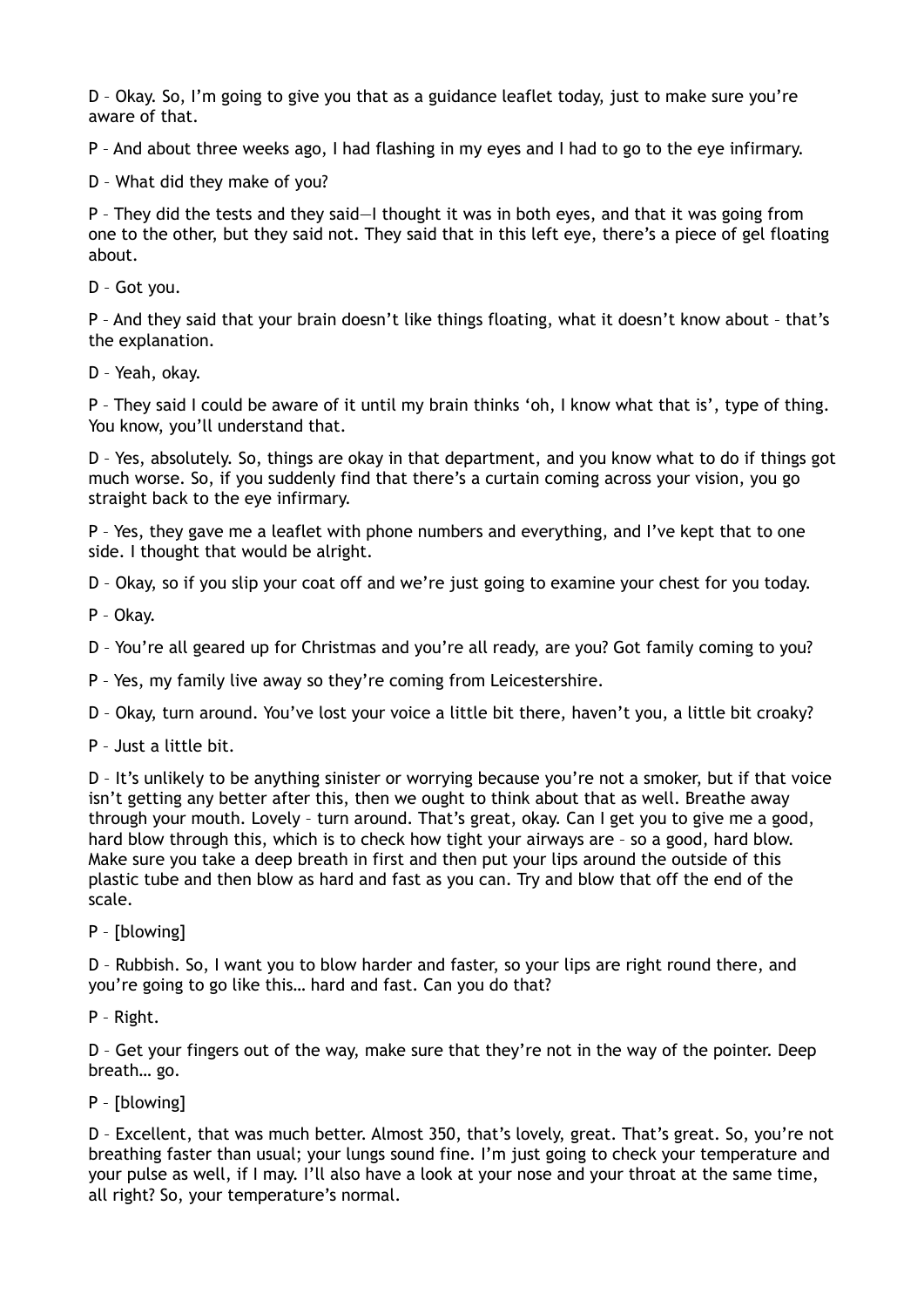D – Okay. So, I'm going to give you that as a guidance leaflet today, just to make sure you're aware of that.

P – And about three weeks ago, I had flashing in my eyes and I had to go to the eye infirmary.

D – What did they make of you?

P – They did the tests and they said—I thought it was in both eyes, and that it was going from one to the other, but they said not. They said that in this left eye, there's a piece of gel floating about.

D – Got you.

P – And they said that your brain doesn't like things floating, what it doesn't know about – that's the explanation.

D – Yeah, okay.

P – They said I could be aware of it until my brain thinks 'oh, I know what that is', type of thing. You know, you'll understand that.

D – Yes, absolutely. So, things are okay in that department, and you know what to do if things got much worse. So, if you suddenly find that there's a curtain coming across your vision, you go straight back to the eye infirmary.

P – Yes, they gave me a leaflet with phone numbers and everything, and I've kept that to one side. I thought that would be alright.

D – Okay, so if you slip your coat off and we're just going to examine your chest for you today.

P – Okay.

D – You're all geared up for Christmas and you're all ready, are you? Got family coming to you?

P – Yes, my family live away so they're coming from Leicestershire.

D – Okay, turn around. You've lost your voice a little bit there, haven't you, a little bit croaky?

P – Just a little bit.

D – It's unlikely to be anything sinister or worrying because you're not a smoker, but if that voice isn't getting any better after this, then we ought to think about that as well. Breathe away through your mouth. Lovely – turn around. That's great, okay. Can I get you to give me a good, hard blow through this, which is to check how tight your airways are – so a good, hard blow. Make sure you take a deep breath in first and then put your lips around the outside of this plastic tube and then blow as hard and fast as you can. Try and blow that off the end of the scale.

P – [blowing]

D – Rubbish. So, I want you to blow harder and faster, so your lips are right round there, and you're going to go like this… hard and fast. Can you do that?

P – Right.

D – Get your fingers out of the way, make sure that they're not in the way of the pointer. Deep breath… go.

P – [blowing]

D – Excellent, that was much better. Almost 350, that's lovely, great. That's great. So, you're not breathing faster than usual; your lungs sound fine. I'm just going to check your temperature and your pulse as well, if I may. I'll also have a look at your nose and your throat at the same time, all right? So, your temperature's normal.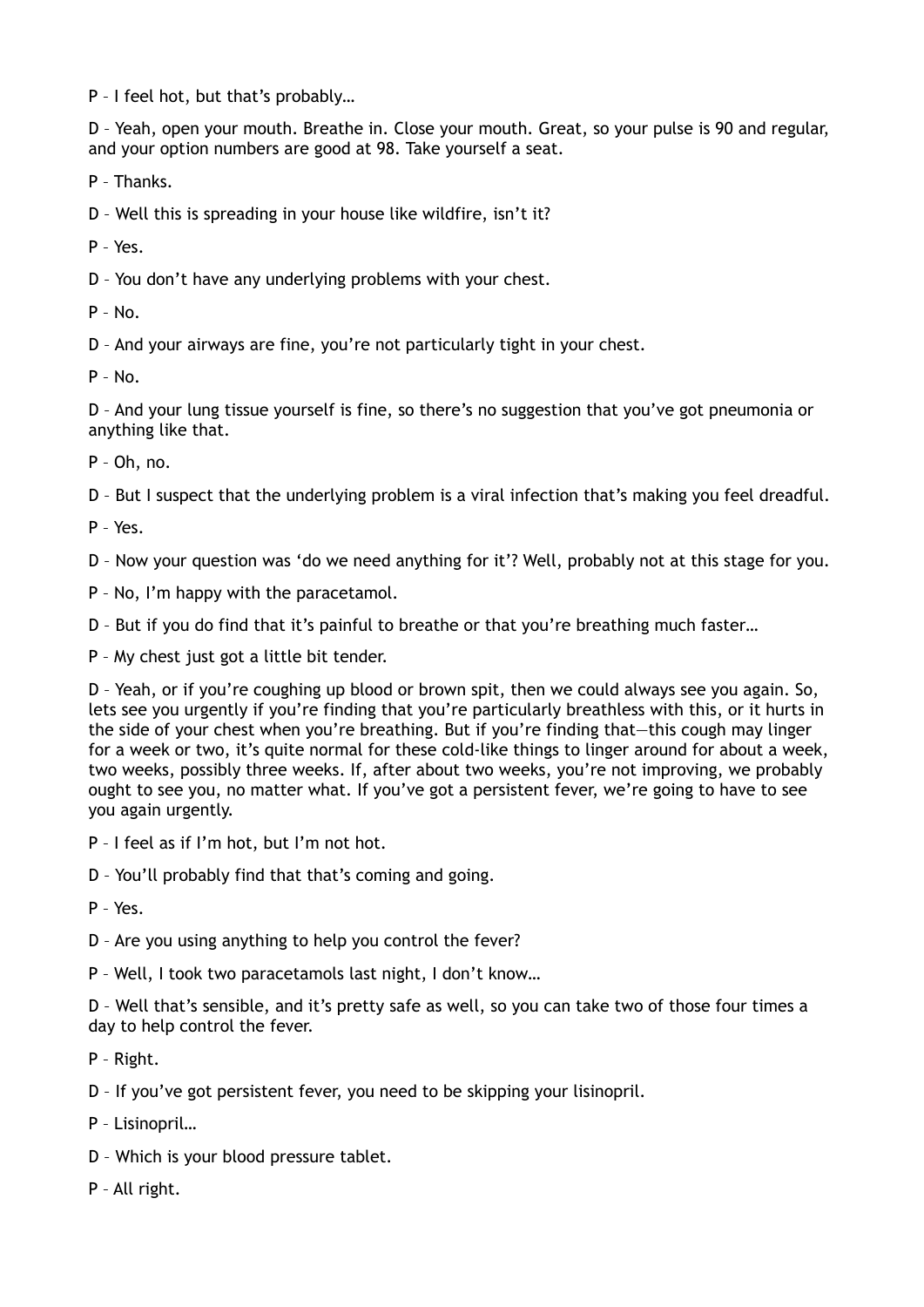P – I feel hot, but that's probably…

D – Yeah, open your mouth. Breathe in. Close your mouth. Great, so your pulse is 90 and regular, and your option numbers are good at 98. Take yourself a seat.

P – Thanks.

D – Well this is spreading in your house like wildfire, isn't it?

P – Yes.

D – You don't have any underlying problems with your chest.

P – No.

D – And your airways are fine, you're not particularly tight in your chest.

P – No.

D – And your lung tissue yourself is fine, so there's no suggestion that you've got pneumonia or anything like that.

P – Oh, no.

D – But I suspect that the underlying problem is a viral infection that's making you feel dreadful.

P – Yes.

D – Now your question was 'do we need anything for it'? Well, probably not at this stage for you.

P – No, I'm happy with the paracetamol.

D – But if you do find that it's painful to breathe or that you're breathing much faster…

P – My chest just got a little bit tender.

D – Yeah, or if you're coughing up blood or brown spit, then we could always see you again. So, lets see you urgently if you're finding that you're particularly breathless with this, or it hurts in the side of your chest when you're breathing. But if you're finding that—this cough may linger for a week or two, it's quite normal for these cold-like things to linger around for about a week, two weeks, possibly three weeks. If, after about two weeks, you're not improving, we probably ought to see you, no matter what. If you've got a persistent fever, we're going to have to see you again urgently.

P – I feel as if I'm hot, but I'm not hot.

D – You'll probably find that that's coming and going.

P – Yes.

D – Are you using anything to help you control the fever?

P – Well, I took two paracetamols last night, I don't know…

D – Well that's sensible, and it's pretty safe as well, so you can take two of those four times a day to help control the fever.

P – Right.

D – If you've got persistent fever, you need to be skipping your lisinopril.

P – Lisinopril…

D – Which is your blood pressure tablet.

P – All right.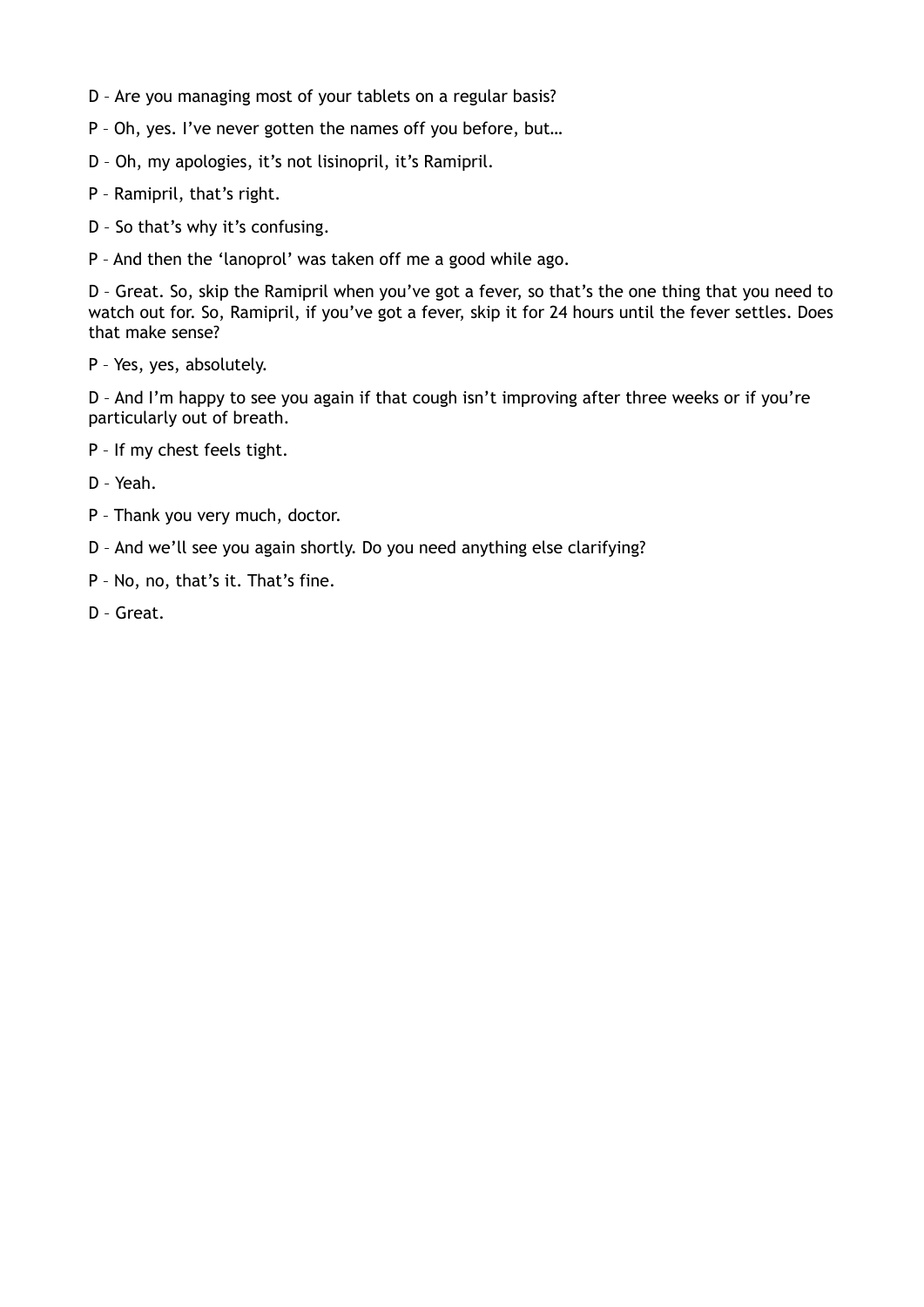D – Are you managing most of your tablets on a regular basis?

P – Oh, yes. I've never gotten the names off you before, but…

D – Oh, my apologies, it's not lisinopril, it's Ramipril.

P – Ramipril, that's right.

D – So that's why it's confusing.

P – And then the 'lanoprol' was taken off me a good while ago.

D – Great. So, skip the Ramipril when you've got a fever, so that's the one thing that you need to watch out for. So, Ramipril, if you've got a fever, skip it for 24 hours until the fever settles. Does that make sense?

P – Yes, yes, absolutely.

D – And I'm happy to see you again if that cough isn't improving after three weeks or if you're particularly out of breath.

P – If my chest feels tight.

D – Yeah.

P – Thank you very much, doctor.

D – And we'll see you again shortly. Do you need anything else clarifying?

P – No, no, that's it. That's fine.

D – Great.